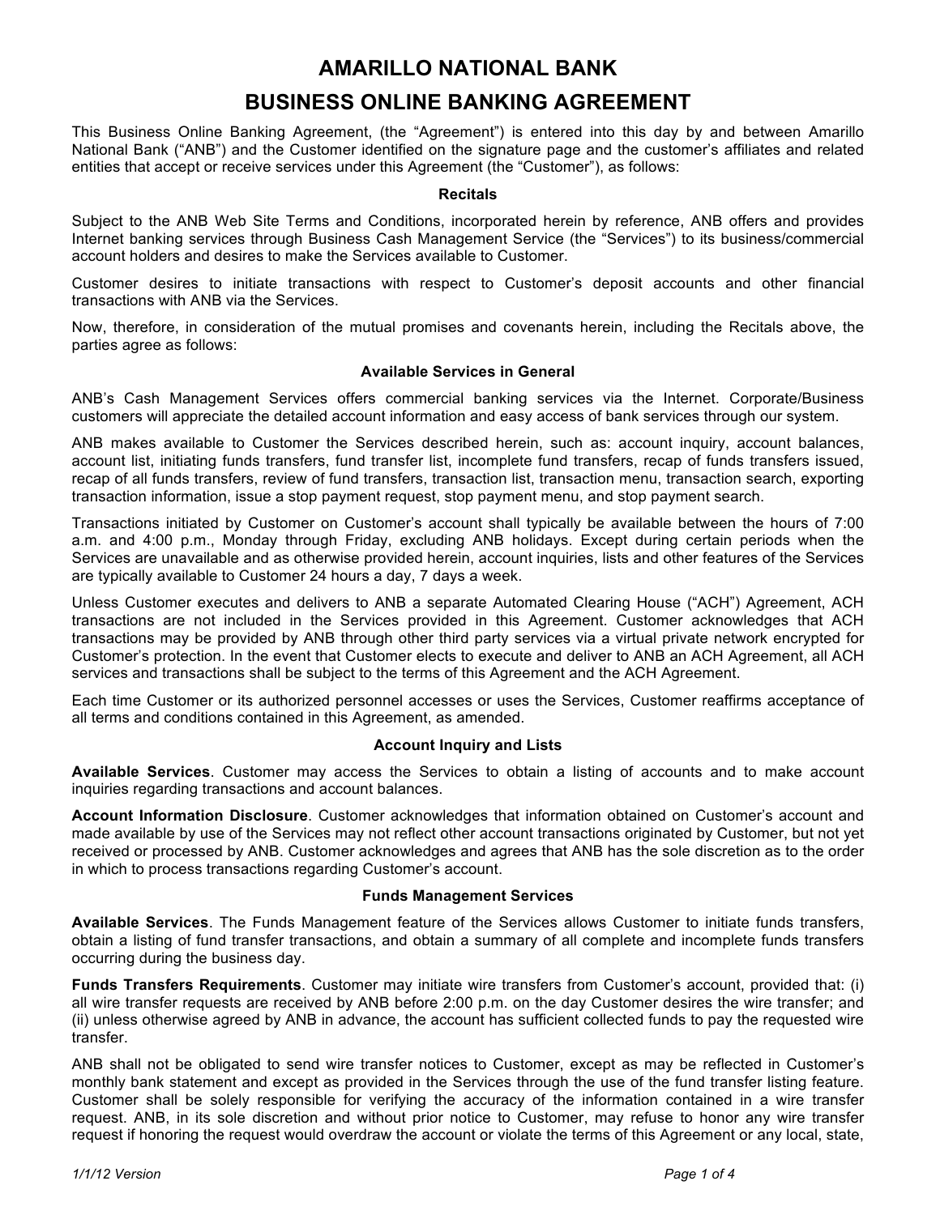# AMARILLO NATIONAL BANK

# BUSINESS ONLINE BANKING AGREEMENT

This Business Online Banking Agreement, (the "Agreement") is entered into this day by and between Amarillo National Bank ("ANB") and the Customer identified on the signature page and the customer's affiliates and related entities that accept or receive services under this Agreement (the "Customer"), as follows:

### Recitals

Subject to the ANB Web Site Terms and Conditions, incorporated herein by reference, ANB offers and provides Internet banking services through Business Cash Management Service (the "Services") to its business/commercial account holders and desires to make the Services available to Customer.

Customer desires to initiate transactions with respect to Customer's deposit accounts and other financial transactions with ANB via the Services.

Now, therefore, in consideration of the mutual promises and covenants herein, including the Recitals above, the parties agree as follows:

### Available Services in General

ANB's Cash Management Services offers commercial banking services via the Internet. Corporate/Business customers will appreciate the detailed account information and easy access of bank services through our system.

ANB makes available to Customer the Services described herein, such as: account inquiry, account balances, account list, initiating funds transfers, fund transfer list, incomplete fund transfers, recap of funds transfers issued, recap of all funds transfers, review of fund transfers, transaction list, transaction menu, transaction search, exporting transaction information, issue a stop payment request, stop payment menu, and stop payment search.

Transactions initiated by Customer on Customer's account shall typically be available between the hours of 7:00 a.m. and 4:00 p.m., Monday through Friday, excluding ANB holidays. Except during certain periods when the Services are unavailable and as otherwise provided herein, account inquiries, lists and other features of the Services are typically available to Customer 24 hours a day, 7 days a week.

Unless Customer executes and delivers to ANB a separate Automated Clearing House ("ACH") Agreement, ACH transactions are not included in the Services provided in this Agreement. Customer acknowledges that ACH transactions may be provided by ANB through other third party services via a virtual private network encrypted for Customer's protection. In the event that Customer elects to execute and deliver to ANB an ACH Agreement, all ACH services and transactions shall be subject to the terms of this Agreement and the ACH Agreement.

Each time Customer or its authorized personnel accesses or uses the Services, Customer reaffirms acceptance of all terms and conditions contained in this Agreement, as amended.

### Account Inquiry and Lists

**Available Services**. Customer may access the Services to obtain a listing of accounts and to make account inquiries regarding transactions and account balances.

**Account Information Disclosure**. Customer acknowledges that information obtained on Customer's account and made available by use of the Services may not reflect other account transactions originated by Customer, but not yet received or processed by ANB. Customer acknowledges and agrees that ANB has the sole discretion as to the order in which to process transactions regarding Customer's account.

### Funds Management Services

**Available Services**. The Funds Management feature of the Services allows Customer to initiate funds transfers, obtain a listing of fund transfer transactions, and obtain a summary of all complete and incomplete funds transfers occurring during the business day.

**Funds Transfers Requirements**. Customer may initiate wire transfers from Customer's account, provided that: (i) all wire transfer requests are received by ANB before 2:00 p.m. on the day Customer desires the wire transfer; and (ii) unless otherwise agreed by ANB in advance, the account has sufficient collected funds to pay the requested wire transfer.

ANB shall not be obligated to send wire transfer notices to Customer, except as may be reflected in Customer's monthly bank statement and except as provided in the Services through the use of the fund transfer listing feature. Customer shall be solely responsible for verifying the accuracy of the information contained in a wire transfer request. ANB, in its sole discretion and without prior notice to Customer, may refuse to honor any wire transfer request if honoring the request would overdraw the account or violate the terms of this Agreement or any local, state,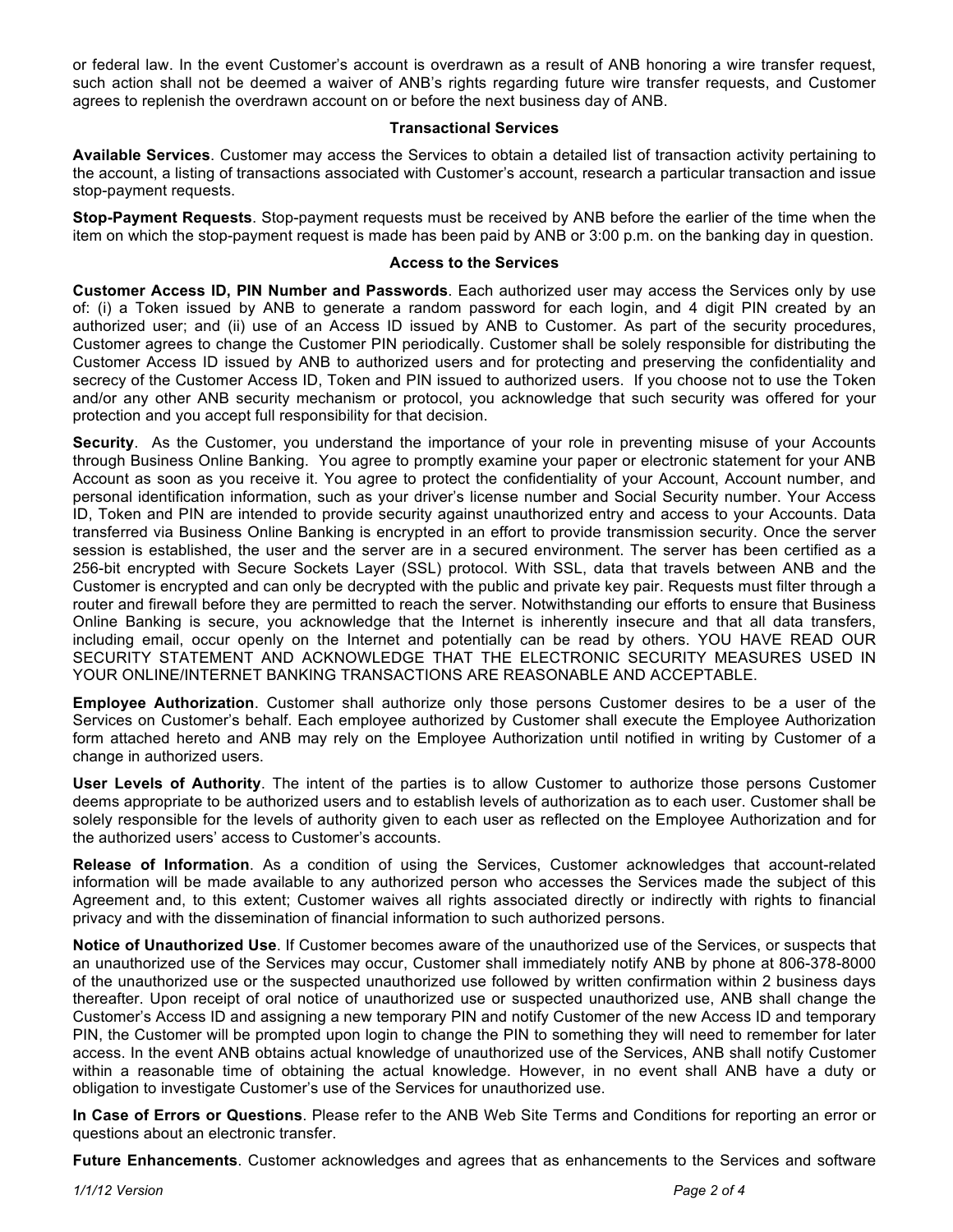or federal law. In the event Customer's account is overdrawn as a result of ANB honoring a wire transfer request, such action shall not be deemed a waiver of ANB's rights regarding future wire transfer requests, and Customer agrees to replenish the overdrawn account on or before the next business day of ANB.

## Transactional Services

**Available Services**. Customer may access the Services to obtain a detailed list of transaction activity pertaining to the account, a listing of transactions associated with Customer's account, research a particular transaction and issue stop-payment requests.

**Stop-Payment Requests**. Stop-payment requests must be received by ANB before the earlier of the time when the item on which the stop-payment request is made has been paid by ANB or 3:00 p.m. on the banking day in question.

## Access to the Services

**Customer Access ID, PIN Number and Passwords**. Each authorized user may access the Services only by use of: (i) a Token issued by ANB to generate a random password for each login, and 4 digit PIN created by an authorized user; and (ii) use of an Access ID issued by ANB to Customer. As part of the security procedures, Customer agrees to change the Customer PIN periodically. Customer shall be solely responsible for distributing the Customer Access ID issued by ANB to authorized users and for protecting and preserving the confidentiality and secrecy of the Customer Access ID, Token and PIN issued to authorized users. If you choose not to use the Token and/or any other ANB security mechanism or protocol, you acknowledge that such security was offered for your protection and you accept full responsibility for that decision.

**Security**. As the Customer, you understand the importance of your role in preventing misuse of your Accounts through Business Online Banking. You agree to promptly examine your paper or electronic statement for your ANB Account as soon as you receive it. You agree to protect the confidentiality of your Account, Account number, and personal identification information, such as your driver's license number and Social Security number. Your Access ID, Token and PIN are intended to provide security against unauthorized entry and access to your Accounts. Data transferred via Business Online Banking is encrypted in an effort to provide transmission security. Once the server session is established, the user and the server are in a secured environment. The server has been certified as a 256-bit encrypted with Secure Sockets Layer (SSL) protocol. With SSL, data that travels between ANB and the Customer is encrypted and can only be decrypted with the public and private key pair. Requests must filter through a router and firewall before they are permitted to reach the server. Notwithstanding our efforts to ensure that Business Online Banking is secure, you acknowledge that the Internet is inherently insecure and that all data transfers, including email, occur openly on the Internet and potentially can be read by others. YOU HAVE READ OUR SECURITY STATEMENT AND ACKNOWLEDGE THAT THE ELECTRONIC SECURITY MEASURES USED IN YOUR ONLINE/INTERNET BANKING TRANSACTIONS ARE REASONABLE AND ACCEPTABLE.

**Employee Authorization**. Customer shall authorize only those persons Customer desires to be a user of the Services on Customer's behalf. Each employee authorized by Customer shall execute the Employee Authorization form attached hereto and ANB may rely on the Employee Authorization until notified in writing by Customer of a change in authorized users.

**User Levels of Authority**. The intent of the parties is to allow Customer to authorize those persons Customer deems appropriate to be authorized users and to establish levels of authorization as to each user. Customer shall be solely responsible for the levels of authority given to each user as reflected on the Employee Authorization and for the authorized users' access to Customer's accounts.

**Release of Information**. As a condition of using the Services, Customer acknowledges that account-related information will be made available to any authorized person who accesses the Services made the subject of this Agreement and, to this extent; Customer waives all rights associated directly or indirectly with rights to financial privacy and with the dissemination of financial information to such authorized persons.

**Notice of Unauthorized Use**. If Customer becomes aware of the unauthorized use of the Services, or suspects that an unauthorized use of the Services may occur, Customer shall immediately notify ANB by phone at 806-378-8000 of the unauthorized use or the suspected unauthorized use followed by written confirmation within 2 business days thereafter. Upon receipt of oral notice of unauthorized use or suspected unauthorized use, ANB shall change the Customer's Access ID and assigning a new temporary PIN and notify Customer of the new Access ID and temporary PIN, the Customer will be prompted upon login to change the PIN to something they will need to remember for later access. In the event ANB obtains actual knowledge of unauthorized use of the Services, ANB shall notify Customer within a reasonable time of obtaining the actual knowledge. However, in no event shall ANB have a duty or obligation to investigate Customer's use of the Services for unauthorized use.

**In Case of Errors or Questions**. Please refer to the ANB Web Site Terms and Conditions for reporting an error or questions about an electronic transfer.

**Future Enhancements**. Customer acknowledges and agrees that as enhancements to the Services and software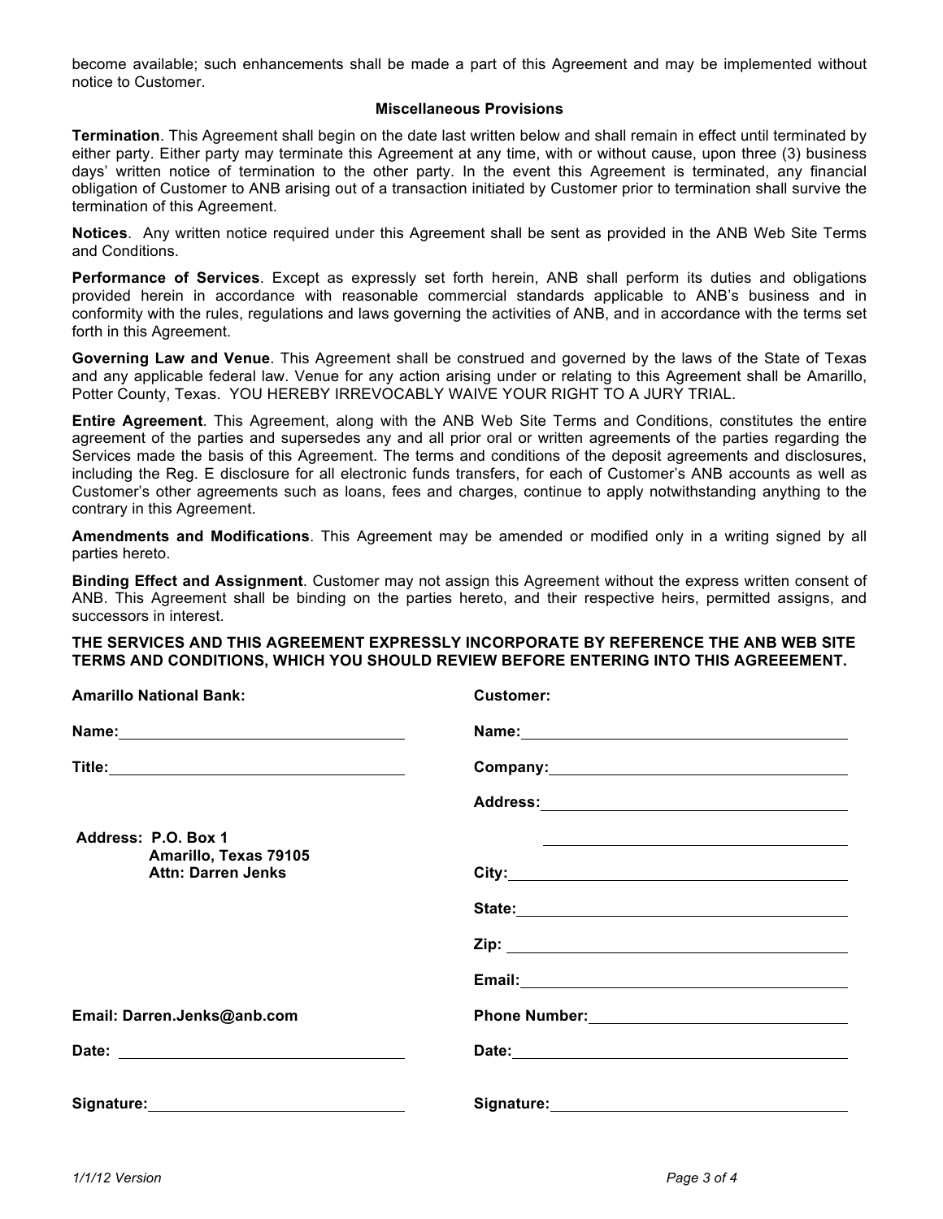become available; such enhancements shall be made a part of this Agreement and may be implemented without notice to Customer.

### Miscellaneous Provisions

**Termination**. This Agreement shall begin on the date last written below and shall remain in effect until terminated by either party. Either party may terminate this Agreement at any time, with or without cause, upon three (3) business days' written notice of termination to the other party. In the event this Agreement is terminated, any financial obligation of Customer to ANB arising out of a transaction initiated by Customer prior to termination shall survive the termination of this Agreement.

**Notices**. Any written notice required under this Agreement shall be sent as provided in the ANB Web Site Terms and Conditions.

**Performance of Services**. Except as expressly set forth herein, ANB shall perform its duties and obligations provided herein in accordance with reasonable commercial standards applicable to ANB's business and in conformity with the rules, regulations and laws governing the activities of ANB, and in accordance with the terms set forth in this Agreement.

**Governing Law and Venue**. This Agreement shall be construed and governed by the laws of the State of Texas and any applicable federal law. Venue for any action arising under or relating to this Agreement shall be Amarillo, Potter County, Texas. YOU HEREBY IRREVOCABLY WAIVE YOUR RIGHT TO A JURY TRIAL.

**Entire Agreement**. This Agreement, along with the ANB Web Site Terms and Conditions, constitutes the entire agreement of the parties and supersedes any and all prior oral or written agreements of the parties regarding the Services made the basis of this Agreement. The terms and conditions of the deposit agreements and disclosures, including the Reg. E disclosure for all electronic funds transfers, for each of Customer's ANB accounts as well as Customer's other agreements such as loans, fees and charges, continue to apply notwithstanding anything to the contrary in this Agreement.

**Amendments and Modifications**. This Agreement may be amended or modified only in a writing signed by all parties hereto.

**Binding Effect and Assignment**. Customer may not assign this Agreement without the express written consent of ANB. This Agreement shall be binding on the parties hereto, and their respective heirs, permitted assigns, and successors in interest.

**THE SERVICES AND THIS AGREEMENT EXPRESSLY INCORPORATE BY REFERENCE THE ANB WEB SITE TERMS AND CONDITIONS, WHICH YOU SHOULD REVIEW BEFORE ENTERING INTO THIS AGREEEMENT.**

**Amarillo National Bank:**

**Name:** ______________________

**Title:** ______________________

**Address: P.O. Box 1**
**Amarillo, Texas 79105**
**Attn: Darren Jenks**

**Email: Darren.Jenks@anb.com**

**Date:** ______________________

**Signature:** ______________________

**Customer:**

**Name:** ______________________

**Company:** ______________________

**Address:** ______________________

______________________

**City:** ______________________

**State:** ______________________

**Zip:** ______________________

**Email:** ______________________

**Phone Number:** ______________________

**Date:** ______________________

**Signature:** ______________________

*1/1/12 Version*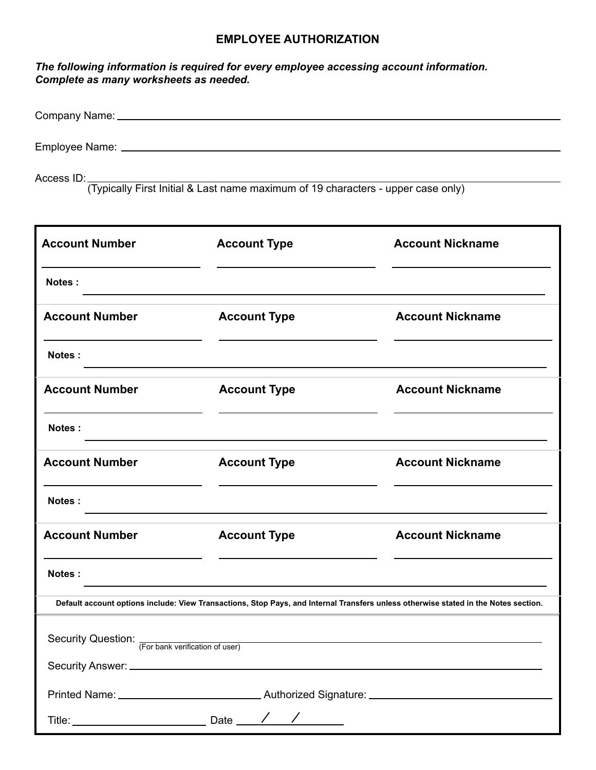# EMPLOYEE AUTHORIZATION

***The following information is required for every employee accessing account information. Complete as many worksheets as needed.***

Company Name: ______________________________

Employee Name: ______________________________

Access ID: ______________________________
(Typically First Initial & Last name maximum of 19 characters - upper case only)

| **Account Number** | **Account Type** | **Account Nickname** |
|---|---|---|
| ______________ | ______________ | ______________ |
| **Notes :** | | |
| **Account Number** | **Account Type** | **Account Nickname** |
| ______________ | ______________ | ______________ |
| **Notes :** | | |
| **Account Number** | **Account Type** | **Account Nickname** |
| ______________ | ______________ | ______________ |
| **Notes :** | | |
| **Account Number** | **Account Type** | **Account Nickname** |
| ______________ | ______________ | ______________ |
| **Notes :** | | |
| **Account Number** | **Account Type** | **Account Nickname** |
| ______________ | ______________ | ______________ |
| **Notes :** | | |

**Default account options include: View Transactions, Stop Pays, and Internal Transfers unless otherwise stated in the Notes section.**

Security Question: ______________________________
(For bank verification of user)

Security Answer: ______________________________

Printed Name: ______________ Authorized Signature: ______________

Title: ______________ Date ___/___/___